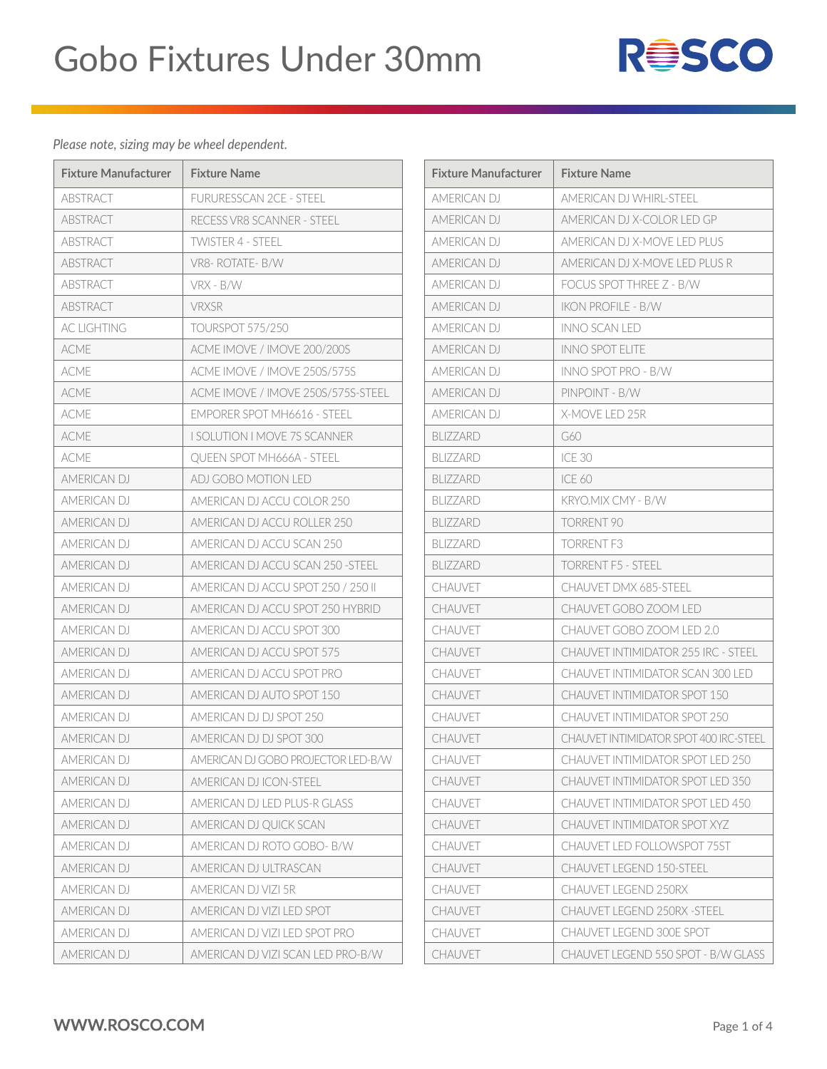# Gobo Fixtures Under 30mm

*Please note, sizing may be wheel dependent.*

| Fixture Manufacturer | Fixture Name |
|---|---|
| ABSTRACT | FURURESSCAN 2CE - STEEL |
| ABSTRACT | RECESS VR8 SCANNER - STEEL |
| ABSTRACT | TWISTER 4 - STEEL |
| ABSTRACT | VR8- ROTATE- B/W |
| ABSTRACT | VRX - B/W |
| ABSTRACT | VRXSR |
| AC LIGHTING | TOURSPOT 575/250 |
| ACME | ACME IMOVE / IMOVE 200/200S |
| ACME | ACME IMOVE / IMOVE 250S/575S |
| ACME | ACME IMOVE / IMOVE 250S/575S-STEEL |
| ACME | EMPORER SPOT MH6616 - STEEL |
| ACME | I SOLUTION I MOVE 7S SCANNER |
| ACME | QUEEN SPOT MH666A - STEEL |
| AMERICAN DJ | ADJ GOBO MOTION LED |
| AMERICAN DJ | AMERICAN DJ ACCU COLOR 250 |
| AMERICAN DJ | AMERICAN DJ ACCU ROLLER 250 |
| AMERICAN DJ | AMERICAN DJ ACCU SCAN 250 |
| AMERICAN DJ | AMERICAN DJ ACCU SCAN 250 -STEEL |
| AMERICAN DJ | AMERICAN DJ ACCU SPOT 250 / 250 II |
| AMERICAN DJ | AMERICAN DJ ACCU SPOT 250 HYBRID |
| AMERICAN DJ | AMERICAN DJ ACCU SPOT 300 |
| AMERICAN DJ | AMERICAN DJ ACCU SPOT 575 |
| AMERICAN DJ | AMERICAN DJ ACCU SPOT PRO |
| AMERICAN DJ | AMERICAN DJ AUTO SPOT 150 |
| AMERICAN DJ | AMERICAN DJ DJ SPOT 250 |
| AMERICAN DJ | AMERICAN DJ DJ SPOT 300 |
| AMERICAN DJ | AMERICAN DJ GOBO PROJECTOR LED-B/W |
| AMERICAN DJ | AMERICAN DJ ICON-STEEL |
| AMERICAN DJ | AMERICAN DJ LED PLUS-R GLASS |
| AMERICAN DJ | AMERICAN DJ QUICK SCAN |
| AMERICAN DJ | AMERICAN DJ ROTO GOBO- B/W |
| AMERICAN DJ | AMERICAN DJ ULTRASCAN |
| AMERICAN DJ | AMERICAN DJ VIZI 5R |
| AMERICAN DJ | AMERICAN DJ VIZI LED SPOT |
| AMERICAN DJ | AMERICAN DJ VIZI LED SPOT PRO |
| AMERICAN DJ | AMERICAN DJ VIZI SCAN LED PRO-B/W |
| AMERICAN DJ | AMERICAN DJ WHIRL-STEEL |
| AMERICAN DJ | AMERICAN DJ X-COLOR LED GP |
| AMERICAN DJ | AMERICAN DJ X-MOVE LED PLUS |
| AMERICAN DJ | AMERICAN DJ X-MOVE LED PLUS R |
| AMERICAN DJ | FOCUS SPOT THREE Z - B/W |
| AMERICAN DJ | IKON PROFILE - B/W |
| AMERICAN DJ | INNO SCAN LED |
| AMERICAN DJ | INNO SPOT ELITE |
| AMERICAN DJ | INNO SPOT PRO - B/W |
| AMERICAN DJ | PINPOINT - B/W |
| AMERICAN DJ | X-MOVE LED 25R |
| BLIZZARD | G60 |
| BLIZZARD | ICE 30 |
| BLIZZARD | ICE 60 |
| BLIZZARD | KRYO.MIX CMY - B/W |
| BLIZZARD | TORRENT 90 |
| BLIZZARD | TORRENT F3 |
| BLIZZARD | TORRENT F5 - STEEL |
| CHAUVET | CHAUVET DMX 685-STEEL |
| CHAUVET | CHAUVET GOBO ZOOM LED |
| CHAUVET | CHAUVET GOBO ZOOM LED 2.0 |
| CHAUVET | CHAUVET INTIMIDATOR 255 IRC - STEEL |
| CHAUVET | CHAUVET INTIMIDATOR SCAN 300 LED |
| CHAUVET | CHAUVET INTIMIDATOR SPOT 150 |
| CHAUVET | CHAUVET INTIMIDATOR SPOT 250 |
| CHAUVET | CHAUVET INTIMIDATOR SPOT 400 IRC-STEEL |
| CHAUVET | CHAUVET INTIMIDATOR SPOT LED 250 |
| CHAUVET | CHAUVET INTIMIDATOR SPOT LED 350 |
| CHAUVET | CHAUVET INTIMIDATOR SPOT LED 450 |
| CHAUVET | CHAUVET INTIMIDATOR SPOT XYZ |
| CHAUVET | CHAUVET LED FOLLOWSPOT 75ST |
| CHAUVET | CHAUVET LEGEND 150-STEEL |
| CHAUVET | CHAUVET LEGEND 250RX |
| CHAUVET | CHAUVET LEGEND 250RX -STEEL |
| CHAUVET | CHAUVET LEGEND 300E SPOT |
| CHAUVET | CHAUVET LEGEND 550 SPOT - B/W GLASS |

**WWW.ROSCO.COM**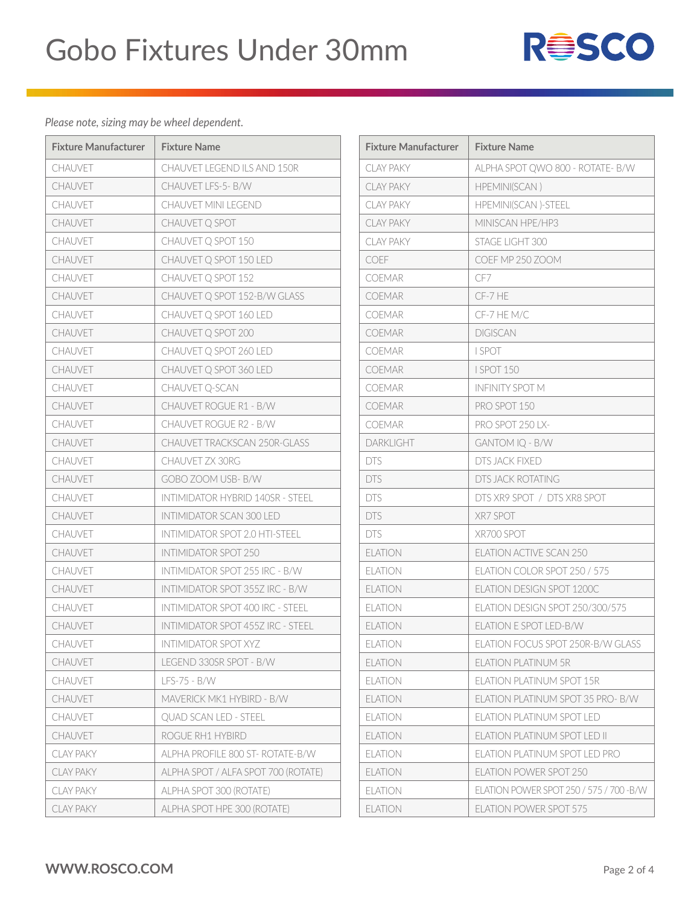# Gobo Fixtures Under 30mm

*Please note, sizing may be wheel dependent.*

| Fixture Manufacturer | Fixture Name |
|---|---|
| CHAUVET | CHAUVET LEGEND ILS AND 150R |
| CHAUVET | CHAUVET LFS-5- B/W |
| CHAUVET | CHAUVET MINI LEGEND |
| CHAUVET | CHAUVET Q SPOT |
| CHAUVET | CHAUVET Q SPOT 150 |
| CHAUVET | CHAUVET Q SPOT 150 LED |
| CHAUVET | CHAUVET Q SPOT 152 |
| CHAUVET | CHAUVET Q SPOT 152-B/W GLASS |
| CHAUVET | CHAUVET Q SPOT 160 LED |
| CHAUVET | CHAUVET Q SPOT 200 |
| CHAUVET | CHAUVET Q SPOT 260 LED |
| CHAUVET | CHAUVET Q SPOT 360 LED |
| CHAUVET | CHAUVET Q-SCAN |
| CHAUVET | CHAUVET ROGUE R1 - B/W |
| CHAUVET | CHAUVET ROGUE R2 - B/W |
| CHAUVET | CHAUVET TRACKSCAN 250R-GLASS |
| CHAUVET | CHAUVET ZX 30RG |
| CHAUVET | GOBO ZOOM USB- B/W |
| CHAUVET | INTIMIDATOR HYBRID 140SR - STEEL |
| CHAUVET | INTIMIDATOR SCAN 300 LED |
| CHAUVET | INTIMIDATOR SPOT 2.0 HTI-STEEL |
| CHAUVET | INTIMIDATOR SPOT 250 |
| CHAUVET | INTIMIDATOR SPOT 255 IRC - B/W |
| CHAUVET | INTIMIDATOR SPOT 355Z IRC - B/W |
| CHAUVET | INTIMIDATOR SPOT 400 IRC - STEEL |
| CHAUVET | INTIMIDATOR SPOT 455Z IRC - STEEL |
| CHAUVET | INTIMIDATOR SPOT XYZ |
| CHAUVET | LEGEND 330SR SPOT - B/W |
| CHAUVET | LFS-75 - B/W |
| CHAUVET | MAVERICK MK1 HYBIRD - B/W |
| CHAUVET | QUAD SCAN LED - STEEL |
| CHAUVET | ROGUE RH1 HYBIRD |
| CLAY PAKY | ALPHA PROFILE 800 ST- ROTATE-B/W |
| CLAY PAKY | ALPHA SPOT / ALFA SPOT 700 (ROTATE) |
| CLAY PAKY | ALPHA SPOT 300 (ROTATE) |
| CLAY PAKY | ALPHA SPOT HPE 300 (ROTATE) |
| CLAY PAKY | ALPHA SPOT QWO 800 - ROTATE- B/W |
| CLAY PAKY | HPEMINI(SCAN ) |
| CLAY PAKY | HPEMINI(SCAN )-STEEL |
| CLAY PAKY | MINISCAN HPE/HP3 |
| CLAY PAKY | STAGE LIGHT 300 |
| COEF | COEF MP 250 ZOOM |
| COEMAR | CF7 |
| COEMAR | CF-7 HE |
| COEMAR | CF-7 HE M/C |
| COEMAR | DIGISCAN |
| COEMAR | I SPOT |
| COEMAR | I SPOT 150 |
| COEMAR | INFINITY SPOT M |
| COEMAR | PRO SPOT 150 |
| COEMAR | PRO SPOT 250 LX- |
| DARKLIGHT | GANTOM IQ - B/W |
| DTS | DTS JACK FIXED |
| DTS | DTS JACK ROTATING |
| DTS | DTS XR9 SPOT / DTS XR8 SPOT |
| DTS | XR7 SPOT |
| DTS | XR700 SPOT |
| ELATION | ELATION ACTIVE SCAN 250 |
| ELATION | ELATION COLOR SPOT 250 / 575 |
| ELATION | ELATION DESIGN SPOT 1200C |
| ELATION | ELATION DESIGN SPOT 250/300/575 |
| ELATION | ELATION E SPOT LED-B/W |
| ELATION | ELATION FOCUS SPOT 250R-B/W GLASS |
| ELATION | ELATION PLATINUM 5R |
| ELATION | ELATION PLATINUM SPOT 15R |
| ELATION | ELATION PLATINUM SPOT 35 PRO- B/W |
| ELATION | ELATION PLATINUM SPOT LED |
| ELATION | ELATION PLATINUM SPOT LED II |
| ELATION | ELATION PLATINUM SPOT LED PRO |
| ELATION | ELATION POWER SPOT 250 |
| ELATION | ELATION POWER SPOT 250 / 575 / 700 -B/W |
| ELATION | ELATION POWER SPOT 575 |

**WWW.ROSCO.COM**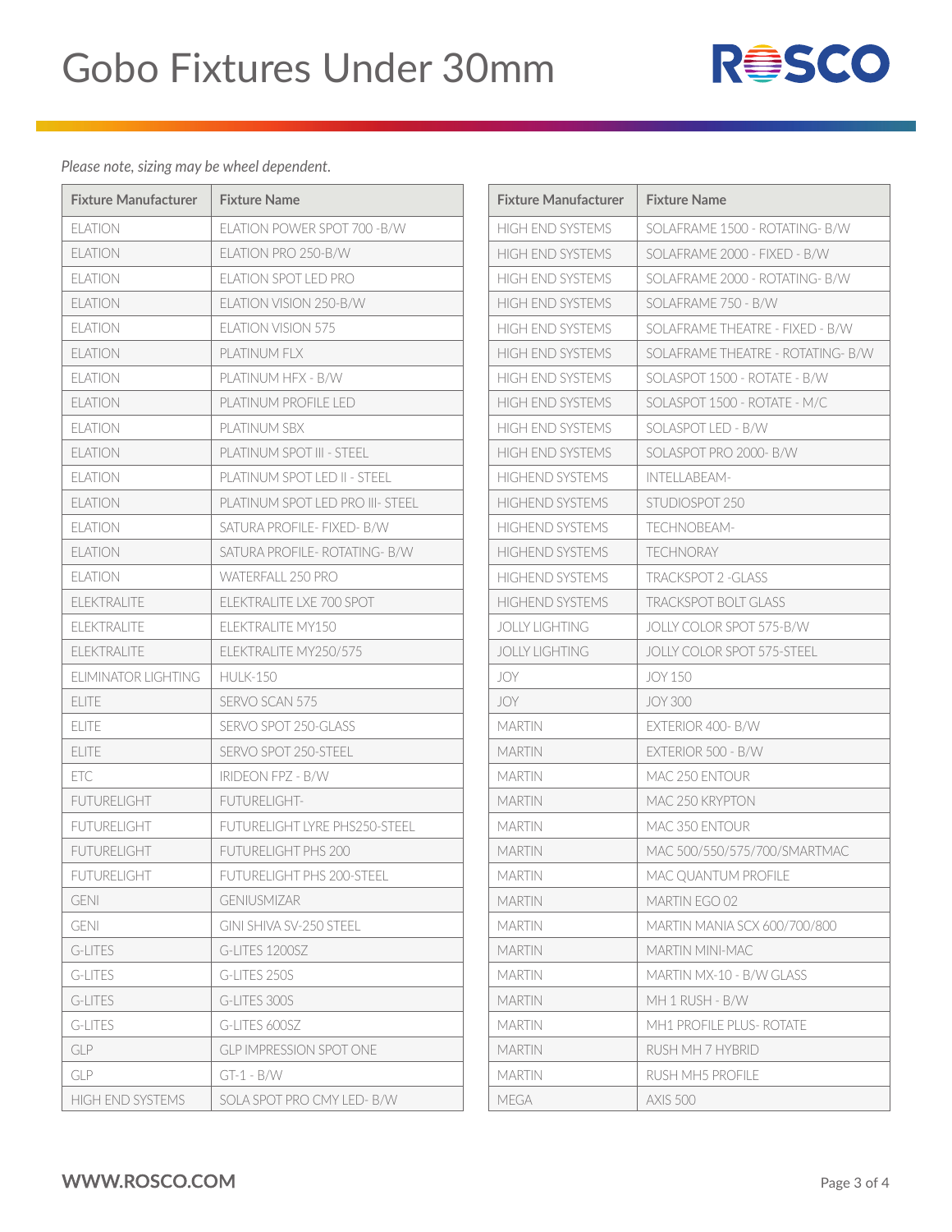# Gobo Fixtures Under 30mm

*Please note, sizing may be wheel dependent.*

| Fixture Manufacturer | Fixture Name |
|---|---|
| ELATION | ELATION POWER SPOT 700 -B/W |
| ELATION | ELATION PRO 250-B/W |
| ELATION | ELATION SPOT LED PRO |
| ELATION | ELATION VISION 250-B/W |
| ELATION | ELATION VISION 575 |
| ELATION | PLATINUM FLX |
| ELATION | PLATINUM HFX - B/W |
| ELATION | PLATINUM PROFILE LED |
| ELATION | PLATINUM SBX |
| ELATION | PLATINUM SPOT III - STEEL |
| ELATION | PLATINUM SPOT LED II - STEEL |
| ELATION | PLATINUM SPOT LED PRO III- STEEL |
| ELATION | SATURA PROFILE- FIXED- B/W |
| ELATION | SATURA PROFILE- ROTATING- B/W |
| ELATION | WATERFALL 250 PRO |
| ELEKTRALITE | ELEKTRALITE LXE 700 SPOT |
| ELEKTRALITE | ELEKTRALITE MY150 |
| ELEKTRALITE | ELEKTRALITE MY250/575 |
| ELIMINATOR LIGHTING | HULK-150 |
| ELITE | SERVO SCAN 575 |
| ELITE | SERVO SPOT 250-GLASS |
| ELITE | SERVO SPOT 250-STEEL |
| ETC | IRIDEON FPZ - B/W |
| FUTURELIGHT | FUTURELIGHT- |
| FUTURELIGHT | FUTURELIGHT LYRE PHS250-STEEL |
| FUTURELIGHT | FUTURELIGHT PHS 200 |
| FUTURELIGHT | FUTURELIGHT PHS 200-STEEL |
| GENI | GENIUSMIZAR |
| GENI | GINI SHIVA SV-250 STEEL |
| G-LITES | G-LITES 1200SZ |
| G-LITES | G-LITES 250S |
| G-LITES | G-LITES 300S |
| G-LITES | G-LITES 600SZ |
| GLP | GLP IMPRESSION SPOT ONE |
| GLP | GT-1 - B/W |
| HIGH END SYSTEMS | SOLA SPOT PRO CMY LED- B/W |
| HIGH END SYSTEMS | SOLAFRAME 1500 - ROTATING- B/W |
| HIGH END SYSTEMS | SOLAFRAME 2000 - FIXED - B/W |
| HIGH END SYSTEMS | SOLAFRAME 2000 - ROTATING- B/W |
| HIGH END SYSTEMS | SOLAFRAME 750 - B/W |
| HIGH END SYSTEMS | SOLAFRAME THEATRE - FIXED - B/W |
| HIGH END SYSTEMS | SOLAFRAME THEATRE - ROTATING- B/W |
| HIGH END SYSTEMS | SOLASPOT 1500 - ROTATE - B/W |
| HIGH END SYSTEMS | SOLASPOT 1500 - ROTATE - M/C |
| HIGH END SYSTEMS | SOLASPOT LED - B/W |
| HIGH END SYSTEMS | SOLASPOT PRO 2000- B/W |
| HIGHEND SYSTEMS | INTELLABEAM- |
| HIGHEND SYSTEMS | STUDIOSPOT 250 |
| HIGHEND SYSTEMS | TECHNOBEAM- |
| HIGHEND SYSTEMS | TECHNORAY |
| HIGHEND SYSTEMS | TRACKSPOT 2 -GLASS |
| HIGHEND SYSTEMS | TRACKSPOT BOLT GLASS |
| JOLLY LIGHTING | JOLLY COLOR SPOT 575-B/W |
| JOLLY LIGHTING | JOLLY COLOR SPOT 575-STEEL |
| JOY | JOY 150 |
| JOY | JOY 300 |
| MARTIN | EXTERIOR 400- B/W |
| MARTIN | EXTERIOR 500 - B/W |
| MARTIN | MAC 250 ENTOUR |
| MARTIN | MAC 250 KRYPTON |
| MARTIN | MAC 350 ENTOUR |
| MARTIN | MAC 500/550/575/700/SMARTMAC |
| MARTIN | MAC QUANTUM PROFILE |
| MARTIN | MARTIN EGO 02 |
| MARTIN | MARTIN MANIA SCX 600/700/800 |
| MARTIN | MARTIN MINI-MAC |
| MARTIN | MARTIN MX-10 - B/W GLASS |
| MARTIN | MH 1 RUSH - B/W |
| MARTIN | MH1 PROFILE PLUS- ROTATE |
| MARTIN | RUSH MH 7 HYBRID |
| MARTIN | RUSH MH5 PROFILE |
| MEGA | AXIS 500 |

**WWW.ROSCO.COM**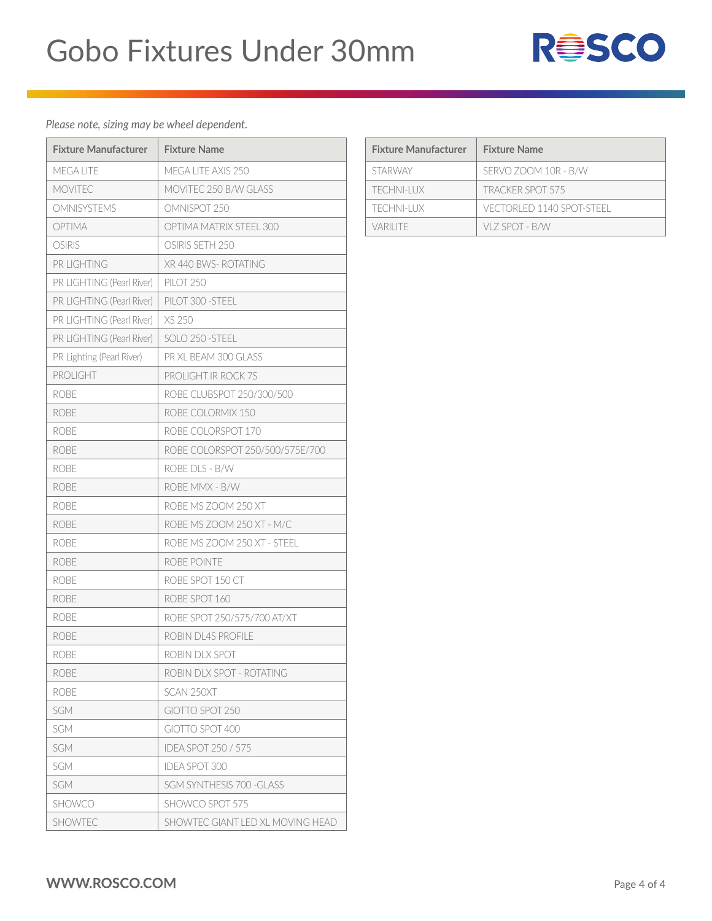# Gobo Fixtures Under 30mm

*Please note, sizing may be wheel dependent.*

| Fixture Manufacturer | Fixture Name |
|---|---|
| MEGA LITE | MEGA LITE AXIS 250 |
| MOVITEC | MOVITEC 250 B/W GLASS |
| OMNISYSTEMS | OMNISPOT 250 |
| OPTIMA | OPTIMA MATRIX STEEL 300 |
| OSIRIS | OSIRIS SETH 250 |
| PR LIGHTING | XR 440 BWS- ROTATING |
| PR LIGHTING (Pearl River) | PILOT 250 |
| PR LIGHTING (Pearl River) | PILOT 300 -STEEL |
| PR LIGHTING (Pearl River) | XS 250 |
| PR LIGHTING (Pearl River) | SOLO 250 -STEEL |
| PR Lighting (Pearl River) | PR XL BEAM 300 GLASS |
| PROLIGHT | PROLIGHT IR ROCK 7S |
| ROBE | ROBE CLUBSPOT 250/300/500 |
| ROBE | ROBE COLORMIX 150 |
| ROBE | ROBE COLORSPOT 170 |
| ROBE | ROBE COLORSPOT 250/500/575E/700 |
| ROBE | ROBE DLS - B/W |
| ROBE | ROBE MMX - B/W |
| ROBE | ROBE MS ZOOM 250 XT |
| ROBE | ROBE MS ZOOM 250 XT - M/C |
| ROBE | ROBE MS ZOOM 250 XT - STEEL |
| ROBE | ROBE POINTE |
| ROBE | ROBE SPOT 150 CT |
| ROBE | ROBE SPOT 160 |
| ROBE | ROBE SPOT 250/575/700 AT/XT |
| ROBE | ROBIN DL4S PROFILE |
| ROBE | ROBIN DLX SPOT |
| ROBE | ROBIN DLX SPOT - ROTATING |
| ROBE | SCAN 250XT |
| SGM | GIOTTO SPOT 250 |
| SGM | GIOTTO SPOT 400 |
| SGM | IDEA SPOT 250 / 575 |
| SGM | IDEA SPOT 300 |
| SGM | SGM SYNTHESIS 700 -GLASS |
| SHOWCO | SHOWCO SPOT 575 |
| SHOWTEC | SHOWTEC GIANT LED XL MOVING HEAD |
| STARWAY | SERVO ZOOM 10R - B/W |
| TECHNI-LUX | TRACKER SPOT 575 |
| TECHNI-LUX | VECTORLED 1140 SPOT-STEEL |
| VARILITE | VLZ SPOT - B/W |

**WWW.ROSCO.COM**